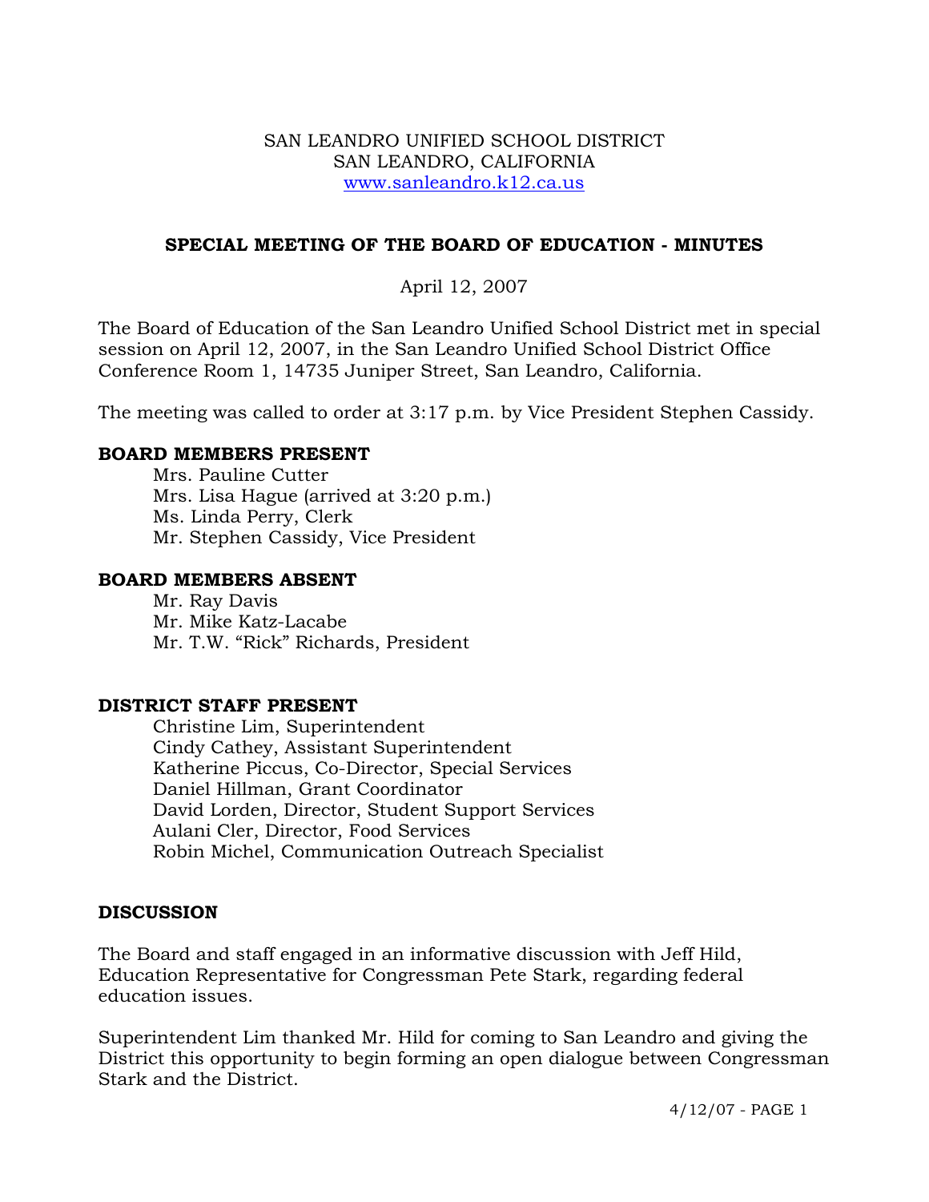SAN LEANDRO UNIFIED SCHOOL DISTRICT
SAN LEANDRO, CALIFORNIA
www.sanleandro.k12.ca.us

## SPECIAL MEETING OF THE BOARD OF EDUCATION - MINUTES

April 12, 2007

The Board of Education of the San Leandro Unified School District met in special session on April 12, 2007, in the San Leandro Unified School District Office Conference Room 1, 14735 Juniper Street, San Leandro, California.

The meeting was called to order at 3:17 p.m. by Vice President Stephen Cassidy.

### BOARD MEMBERS PRESENT

Mrs. Pauline Cutter
Mrs. Lisa Hague (arrived at 3:20 p.m.)
Ms. Linda Perry, Clerk
Mr. Stephen Cassidy, Vice President

### BOARD MEMBERS ABSENT

Mr. Ray Davis
Mr. Mike Katz-Lacabe
Mr. T.W. "Rick" Richards, President

### DISTRICT STAFF PRESENT

Christine Lim, Superintendent
Cindy Cathey, Assistant Superintendent
Katherine Piccus, Co-Director, Special Services
Daniel Hillman, Grant Coordinator
David Lorden, Director, Student Support Services
Aulani Cler, Director, Food Services
Robin Michel, Communication Outreach Specialist

### DISCUSSION

The Board and staff engaged in an informative discussion with Jeff Hild, Education Representative for Congressman Pete Stark, regarding federal education issues.

Superintendent Lim thanked Mr. Hild for coming to San Leandro and giving the District this opportunity to begin forming an open dialogue between Congressman Stark and the District.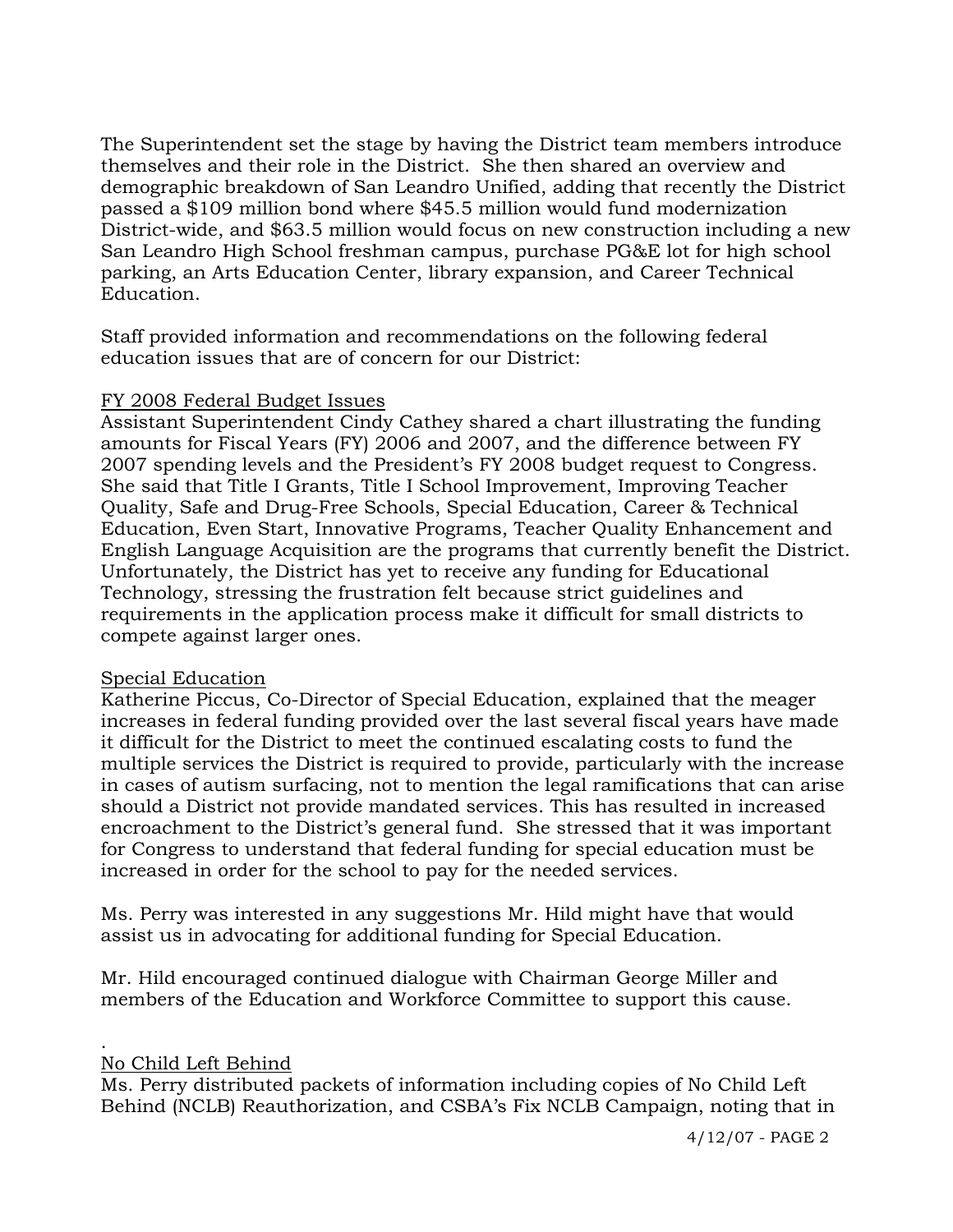The Superintendent set the stage by having the District team members introduce themselves and their role in the District. She then shared an overview and demographic breakdown of San Leandro Unified, adding that recently the District passed a $109 million bond where $45.5 million would fund modernization District-wide, and $63.5 million would focus on new construction including a new San Leandro High School freshman campus, purchase PG&E lot for high school parking, an Arts Education Center, library expansion, and Career Technical Education.

Staff provided information and recommendations on the following federal education issues that are of concern for our District:

FY 2008 Federal Budget Issues

Assistant Superintendent Cindy Cathey shared a chart illustrating the funding amounts for Fiscal Years (FY) 2006 and 2007, and the difference between FY 2007 spending levels and the President's FY 2008 budget request to Congress. She said that Title I Grants, Title I School Improvement, Improving Teacher Quality, Safe and Drug-Free Schools, Special Education, Career & Technical Education, Even Start, Innovative Programs, Teacher Quality Enhancement and English Language Acquisition are the programs that currently benefit the District. Unfortunately, the District has yet to receive any funding for Educational Technology, stressing the frustration felt because strict guidelines and requirements in the application process make it difficult for small districts to compete against larger ones.

Special Education

Katherine Piccus, Co-Director of Special Education, explained that the meager increases in federal funding provided over the last several fiscal years have made it difficult for the District to meet the continued escalating costs to fund the multiple services the District is required to provide, particularly with the increase in cases of autism surfacing, not to mention the legal ramifications that can arise should a District not provide mandated services. This has resulted in increased encroachment to the District's general fund. She stressed that it was important for Congress to understand that federal funding for special education must be increased in order for the school to pay for the needed services.

Ms. Perry was interested in any suggestions Mr. Hild might have that would assist us in advocating for additional funding for Special Education.

Mr. Hild encouraged continued dialogue with Chairman George Miller and members of the Education and Workforce Committee to support this cause.

.

No Child Left Behind

Ms. Perry distributed packets of information including copies of No Child Left Behind (NCLB) Reauthorization, and CSBA's Fix NCLB Campaign, noting that in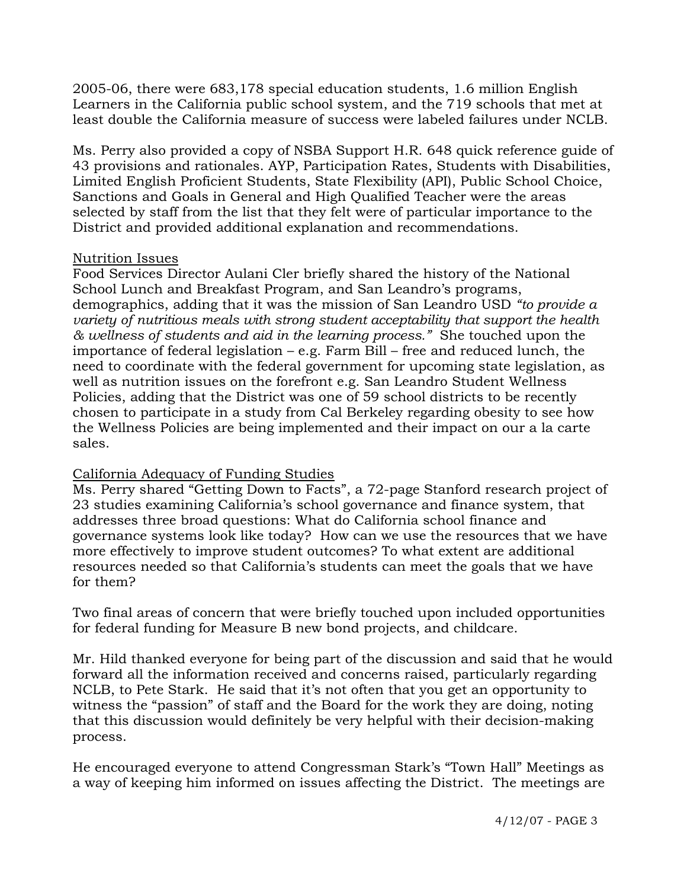2005-06, there were 683,178 special education students, 1.6 million English Learners in the California public school system, and the 719 schools that met at least double the California measure of success were labeled failures under NCLB.

Ms. Perry also provided a copy of NSBA Support H.R. 648 quick reference guide of 43 provisions and rationales. AYP, Participation Rates, Students with Disabilities, Limited English Proficient Students, State Flexibility (API), Public School Choice, Sanctions and Goals in General and High Qualified Teacher were the areas selected by staff from the list that they felt were of particular importance to the District and provided additional explanation and recommendations.

<u>Nutrition Issues</u>

Food Services Director Aulani Cler briefly shared the history of the National School Lunch and Breakfast Program, and San Leandro's programs, demographics, adding that it was the mission of San Leandro USD *"to provide a variety of nutritious meals with strong student acceptability that support the health & wellness of students and aid in the learning process."* She touched upon the importance of federal legislation – e.g. Farm Bill – free and reduced lunch, the need to coordinate with the federal government for upcoming state legislation, as well as nutrition issues on the forefront e.g. San Leandro Student Wellness Policies, adding that the District was one of 59 school districts to be recently chosen to participate in a study from Cal Berkeley regarding obesity to see how the Wellness Policies are being implemented and their impact on our a la carte sales.

<u>California Adequacy of Funding Studies</u>

Ms. Perry shared "Getting Down to Facts", a 72-page Stanford research project of 23 studies examining California's school governance and finance system, that addresses three broad questions: What do California school finance and governance systems look like today? How can we use the resources that we have more effectively to improve student outcomes? To what extent are additional resources needed so that California's students can meet the goals that we have for them?

Two final areas of concern that were briefly touched upon included opportunities for federal funding for Measure B new bond projects, and childcare.

Mr. Hild thanked everyone for being part of the discussion and said that he would forward all the information received and concerns raised, particularly regarding NCLB, to Pete Stark. He said that it's not often that you get an opportunity to witness the "passion" of staff and the Board for the work they are doing, noting that this discussion would definitely be very helpful with their decision-making process.

He encouraged everyone to attend Congressman Stark's "Town Hall" Meetings as a way of keeping him informed on issues affecting the District. The meetings are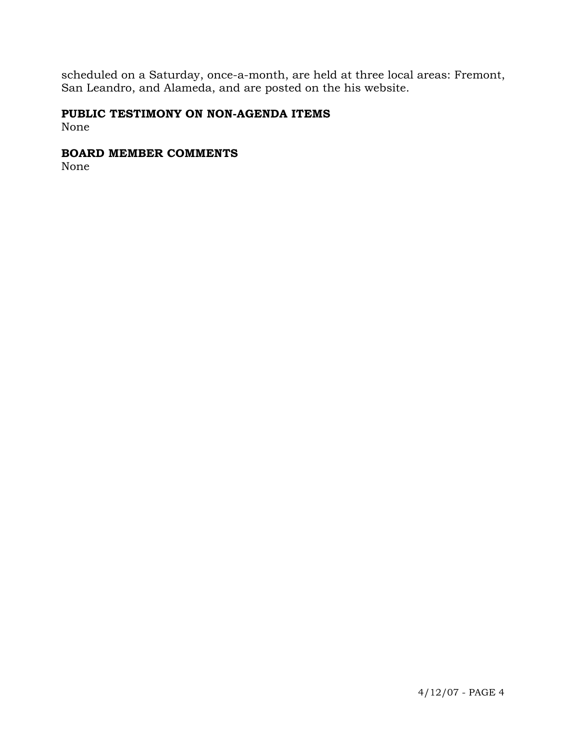scheduled on a Saturday, once-a-month, are held at three local areas: Fremont, San Leandro, and Alameda, and are posted on the his website.

**PUBLIC TESTIMONY ON NON-AGENDA ITEMS**
None

**BOARD MEMBER COMMENTS**
None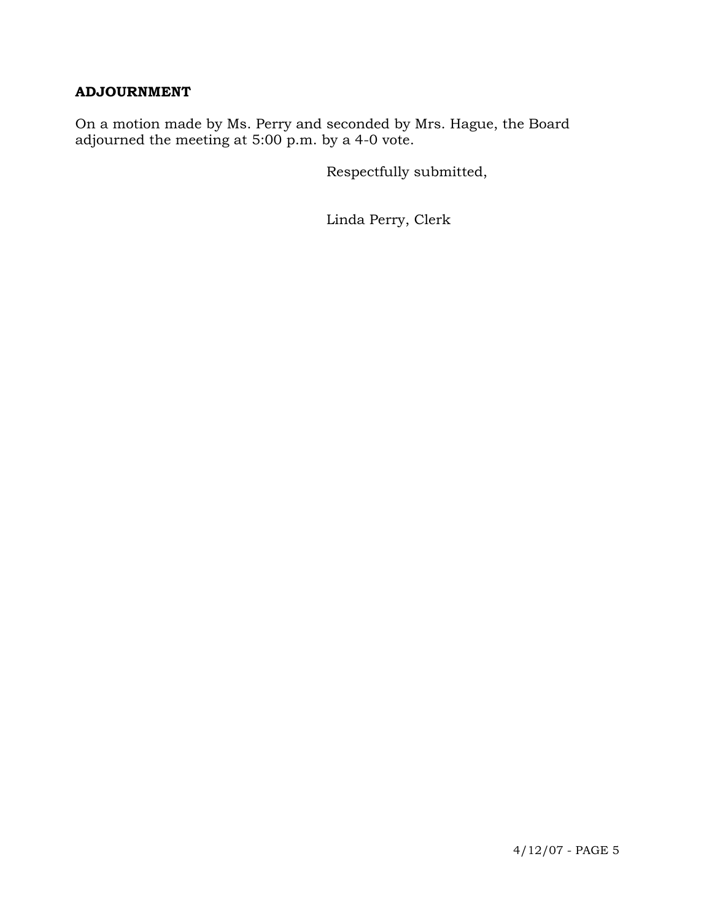**ADJOURNMENT**

On a motion made by Ms. Perry and seconded by Mrs. Hague, the Board adjourned the meeting at 5:00 p.m. by a 4-0 vote.

Respectfully submitted,

Linda Perry, Clerk